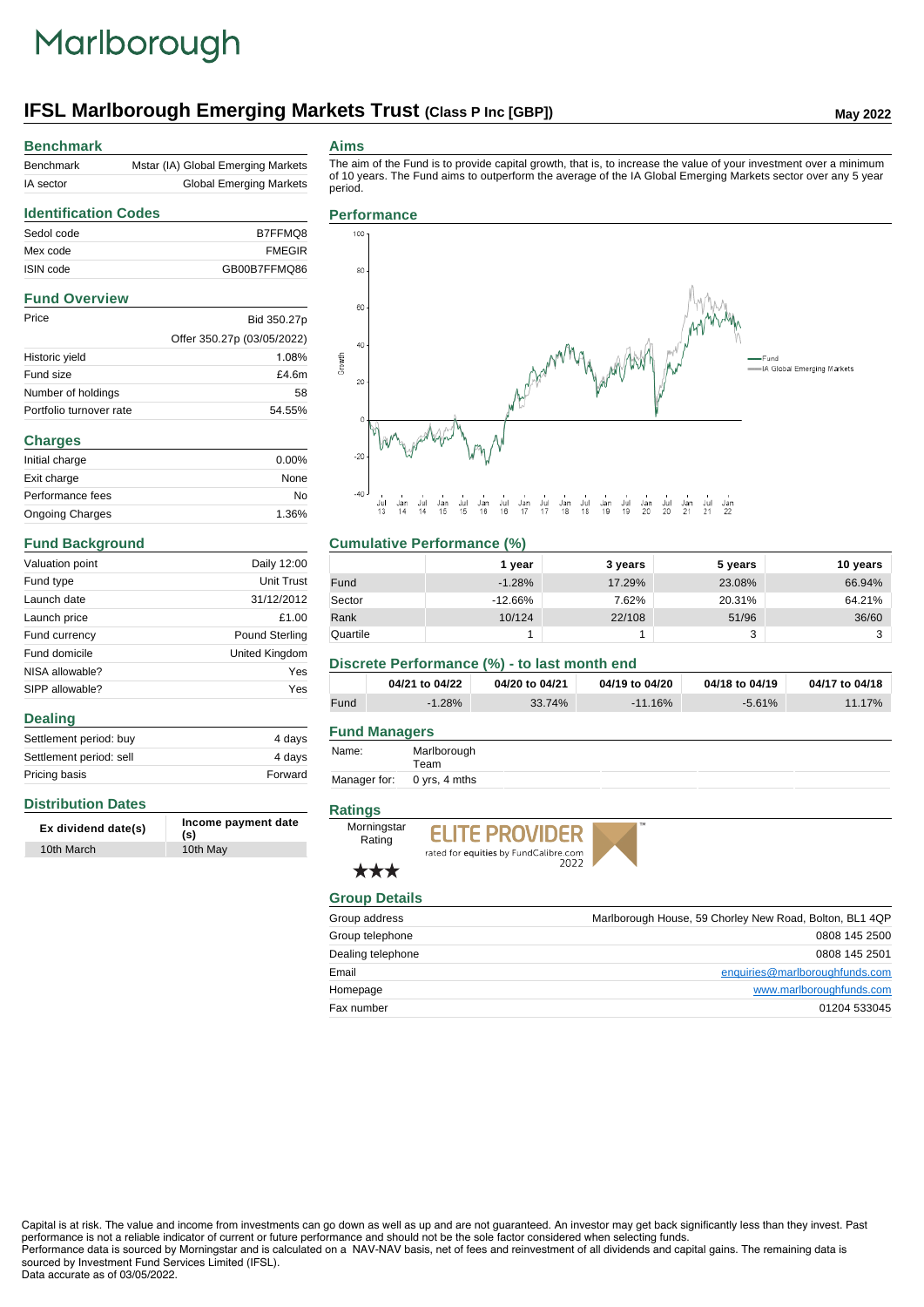# Marlborough

## IFSL Marlborough Emerging Markets Trust (Class P Inc [GBP])

May 2022

### Benchmark

| | |
|---|---|
| Benchmark | Mstar (IA) Global Emerging Markets |
| IA sector | Global Emerging Markets |

### Identification Codes

| | |
|---|---|
| Sedol code | B7FFMQ8 |
| Mex code | FMEGIR |
| ISIN code | GB00B7FFMQ86 |

### Fund Overview

| | |
|---|---|
| Price | Bid 350.27p |
| | Offer 350.27p (03/05/2022) |
| Historic yield | 1.08% |
| Fund size | £4.6m |
| Number of holdings | 58 |
| Portfolio turnover rate | 54.55% |

### Charges

| | |
|---|---|
| Initial charge | 0.00% |
| Exit charge | None |
| Performance fees | No |
| Ongoing Charges | 1.36% |

### Fund Background

| | |
|---|---|
| Valuation point | Daily 12:00 |
| Fund type | Unit Trust |
| Launch date | 31/12/2012 |
| Launch price | £1.00 |
| Fund currency | Pound Sterling |
| Fund domicile | United Kingdom |
| NISA allowable? | Yes |
| SIPP allowable? | Yes |

### Dealing

| | |
|---|---|
| Settlement period: buy | 4 days |
| Settlement period: sell | 4 days |
| Pricing basis | Forward |

### Distribution Dates

| Ex dividend date(s) | Income payment date (s) |
|---|---|
| 10th March | 10th May |

### Aims

The aim of the Fund is to provide capital growth, that is, to increase the value of your investment over a minimum of 10 years. The Fund aims to outperform the average of the IA Global Emerging Markets sector over any 5 year period.

### Performance

### Cumulative Performance (%)

| | 1 year | 3 years | 5 years | 10 years |
|---|---|---|---|---|
| Fund | -1.28% | 17.29% | 23.08% | 66.94% |
| Sector | -12.66% | 7.62% | 20.31% | 64.21% |
| Rank | 10/124 | 22/108 | 51/96 | 36/60 |
| Quartile | 1 | 1 | 3 | 3 |

### Discrete Performance (%) - to last month end

| | 04/21 to 04/22 | 04/20 to 04/21 | 04/19 to 04/20 | 04/18 to 04/19 | 04/17 to 04/18 |
|---|---|---|---|---|---|
| Fund | -1.28% | 33.74% | -11.16% | -5.61% | 11.17% |

### Fund Managers

| | |
|---|---|
| Name: | Marlborough Team |
| Manager for: | 0 yrs, 4 mths |

### Ratings

Morningstar Rating ★★★

ELITE PROVIDER rated for equities by FundCalibre.com 2022

### Group Details

| | |
|---|---|
| Group address | Marlborough House, 59 Chorley New Road, Bolton, BL1 4QP |
| Group telephone | 0808 145 2500 |
| Dealing telephone | 0808 145 2501 |
| Email | enquiries@marlboroughfunds.com |
| Homepage | www.marlboroughfunds.com |
| Fax number | 01204 533045 |

Capital is at risk. The value and income from investments can go down as well as up and are not guaranteed. An investor may get back significantly less than they invest. Past performance is not a reliable indicator of current or future performance and should not be the sole factor considered when selecting funds.
Performance data is sourced by Morningstar and is calculated on a NAV-NAV basis, net of fees and reinvestment of all dividends and capital gains. The remaining data is sourced by Investment Fund Services Limited (IFSL).
Data accurate as of 03/05/2022.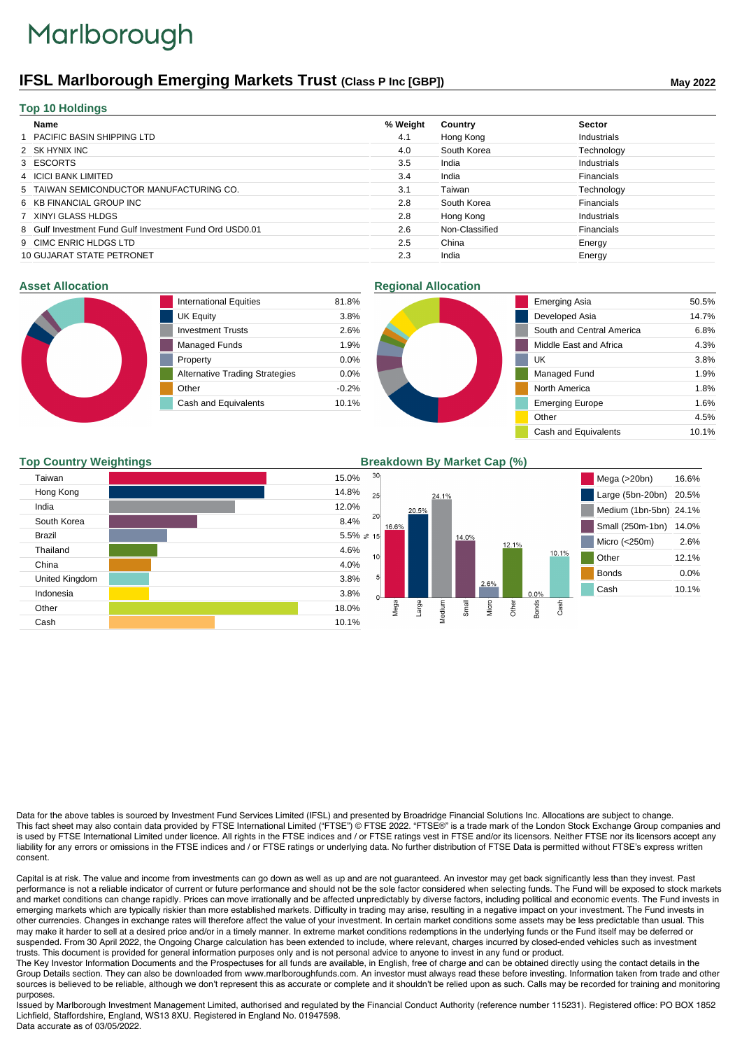# Marlborough

## IFSL Marlborough Emerging Markets Trust (Class P Inc [GBP])

May 2022

### Top 10 Holdings

| | Name | % Weight | Country | Sector |
|---|---|---|---|---|
| 1 | PACIFIC BASIN SHIPPING LTD | 4.1 | Hong Kong | Industrials |
| 2 | SK HYNIX INC | 4.0 | South Korea | Technology |
| 3 | ESCORTS | 3.5 | India | Industrials |
| 4 | ICICI BANK LIMITED | 3.4 | India | Financials |
| 5 | TAIWAN SEMICONDUCTOR MANUFACTURING CO. | 3.1 | Taiwan | Technology |
| 6 | KB FINANCIAL GROUP INC | 2.8 | South Korea | Financials |
| 7 | XINYI GLASS HLDGS | 2.8 | Hong Kong | Industrials |
| 8 | Gulf Investment Fund Gulf Investment Fund Ord USD0.01 | 2.6 | Non-Classified | Financials |
| 9 | CIMC ENRIC HLDGS LTD | 2.5 | China | Energy |
| 10 | GUJARAT STATE PETRONET | 2.3 | India | Energy |

### Asset Allocation

| | |
|---|---|
| International Equities | 81.8% |
| UK Equity | 3.8% |
| Investment Trusts | 2.6% |
| Managed Funds | 1.9% |
| Property | 0.0% |
| Alternative Trading Strategies | 0.0% |
| Other | -0.2% |
| Cash and Equivalents | 10.1% |

### Regional Allocation

| | |
|---|---|
| Emerging Asia | 50.5% |
| Developed Asia | 14.7% |
| South and Central America | 6.8% |
| Middle East and Africa | 4.3% |
| UK | 3.8% |
| Managed Fund | 1.9% |
| North America | 1.8% |
| Emerging Europe | 1.6% |
| Other | 4.5% |
| Cash and Equivalents | 10.1% |

### Top Country Weightings

Taiwan 15.0%
Hong Kong 14.8%
India 12.0%
South Korea 8.4%
Brazil 5.5%
Thailand 4.6%
China 4.0%
United Kingdom 3.8%
Indonesia 3.8%
Other 18.0%
Cash 10.1%

### Breakdown By Market Cap (%)

| | |
|---|---|
| Mega (>20bn) | 16.6% |
| Large (5bn-20bn) | 20.5% |
| Medium (1bn-5bn) | 24.1% |
| Small (250m-1bn) | 14.0% |
| Micro (<250m) | 2.6% |
| Other | 12.1% |
| Bonds | 0.0% |
| Cash | 10.1% |

Data for the above tables is sourced by Investment Fund Services Limited (IFSL) and presented by Broadridge Financial Solutions Inc. Allocations are subject to change. This fact sheet may also contain data provided by FTSE International Limited ("FTSE") © FTSE 2022. "FTSE®" is a trade mark of the London Stock Exchange Group companies and is used by FTSE International Limited under licence. All rights in the FTSE indices and / or FTSE ratings vest in FTSE and/or its licensors. Neither FTSE nor its licensors accept any liability for any errors or omissions in the FTSE indices and / or FTSE ratings or underlying data. No further distribution of FTSE Data is permitted without FTSE's express written consent.

Capital is at risk. The value and income from investments can go down as well as up and are not guaranteed. An investor may get back significantly less than they invest. Past performance is not a reliable indicator of current or future performance and should not be the sole factor considered when selecting funds. The Fund will be exposed to stock markets and market conditions can change rapidly. Prices can move irrationally and be affected unpredictably by diverse factors, including political and economic events. The Fund invests in emerging markets which are typically riskier than more established markets. Difficulty in trading may arise, resulting in a negative impact on your investment. The Fund invests in other currencies. Changes in exchange rates will therefore affect the value of your investment. In certain market conditions some assets may be less predictable than usual. This may make it harder to sell at a desired price and/or in a timely manner. In extreme market conditions redemptions in the underlying funds or the Fund itself may be deferred or suspended. From 30 April 2022, the Ongoing Charge calculation has been extended to include, where relevant, charges incurred by closed-ended vehicles such as investment trusts. This document is provided for general information purposes only and is not personal advice to anyone to invest in any fund or product.
The Key Investor Information Documents and the Prospectuses for all funds are available, in English, free of charge and can be obtained directly using the contact details in the Group Details section. They can also be downloaded from www.marlboroughfunds.com. An investor must always read these before investing. Information taken from trade and other sources is believed to be reliable, although we don't represent this as accurate or complete and it shouldn't be relied upon as such. Calls may be recorded for training and monitoring purposes.
Issued by Marlborough Investment Management Limited, authorised and regulated by the Financial Conduct Authority (reference number 115231). Registered office: PO BOX 1852 Lichfield, Staffordshire, England, WS13 8XU. Registered in England No. 01947598.
Data accurate as of 03/05/2022.